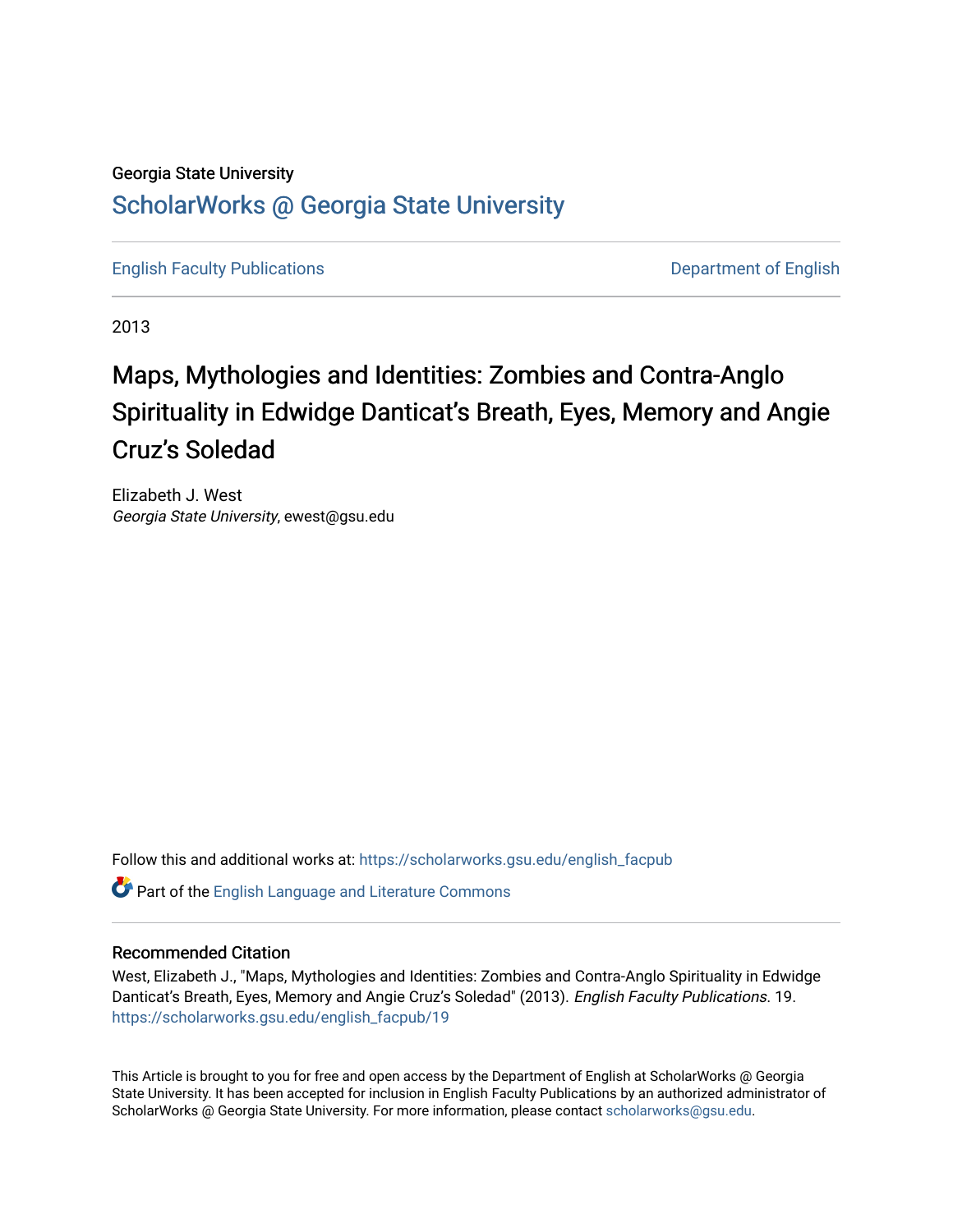Georgia State University

## ScholarWorks @ Georgia State University

English Faculty Publications | Department of English

2013

# Maps, Mythologies and Identities: Zombies and Contra-Anglo Spirituality in Edwidge Danticat's Breath, Eyes, Memory and Angie Cruz's Soledad

Elizabeth J. West
*Georgia State University*, ewest@gsu.edu

Follow this and additional works at: https://scholarworks.gsu.edu/english_facpub

Part of the English Language and Literature Commons

### Recommended Citation

West, Elizabeth J., "Maps, Mythologies and Identities: Zombies and Contra-Anglo Spirituality in Edwidge Danticat's Breath, Eyes, Memory and Angie Cruz's Soledad" (2013). *English Faculty Publications*. 19.
https://scholarworks.gsu.edu/english_facpub/19

This Article is brought to you for free and open access by the Department of English at ScholarWorks @ Georgia State University. It has been accepted for inclusion in English Faculty Publications by an authorized administrator of ScholarWorks @ Georgia State University. For more information, please contact scholarworks@gsu.edu.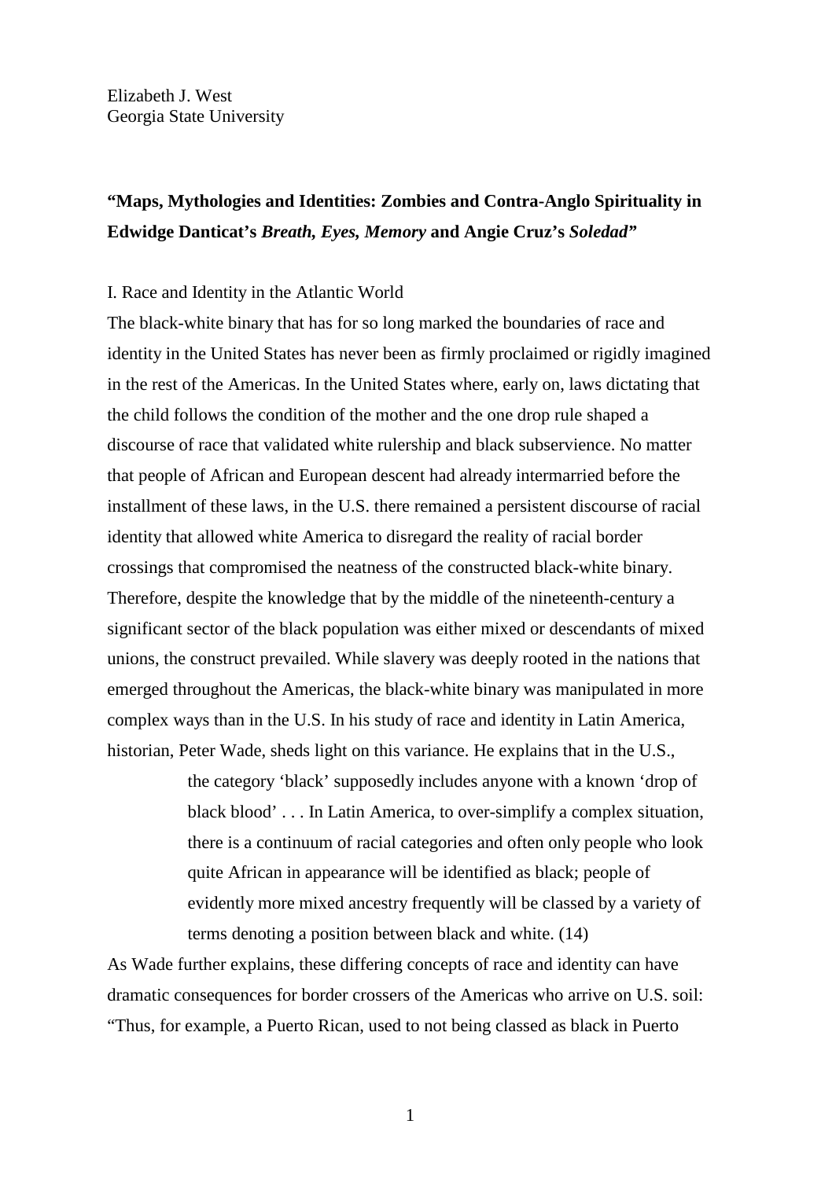Elizabeth J. West  
Georgia State University

# "Maps, Mythologies and Identities: Zombies and Contra-Anglo Spirituality in Edwidge Danticat's *Breath, Eyes, Memory* and Angie Cruz's *Soledad*"

## I. Race and Identity in the Atlantic World

The black-white binary that has for so long marked the boundaries of race and identity in the United States has never been as firmly proclaimed or rigidly imagined in the rest of the Americas. In the United States where, early on, laws dictating that the child follows the condition of the mother and the one drop rule shaped a discourse of race that validated white rulership and black subservience. No matter that people of African and European descent had already intermarried before the installment of these laws, in the U.S. there remained a persistent discourse of racial identity that allowed white America to disregard the reality of racial border crossings that compromised the neatness of the constructed black-white binary. Therefore, despite the knowledge that by the middle of the nineteenth-century a significant sector of the black population was either mixed or descendants of mixed unions, the construct prevailed. While slavery was deeply rooted in the nations that emerged throughout the Americas, the black-white binary was manipulated in more complex ways than in the U.S. In his study of race and identity in Latin America, historian, Peter Wade, sheds light on this variance. He explains that in the U.S.,

> the category 'black' supposedly includes anyone with a known 'drop of black blood' . . . In Latin America, to over-simplify a complex situation, there is a continuum of racial categories and often only people who look quite African in appearance will be identified as black; people of evidently more mixed ancestry frequently will be classed by a variety of terms denoting a position between black and white. (14)

As Wade further explains, these differing concepts of race and identity can have dramatic consequences for border crossers of the Americas who arrive on U.S. soil: "Thus, for example, a Puerto Rican, used to not being classed as black in Puerto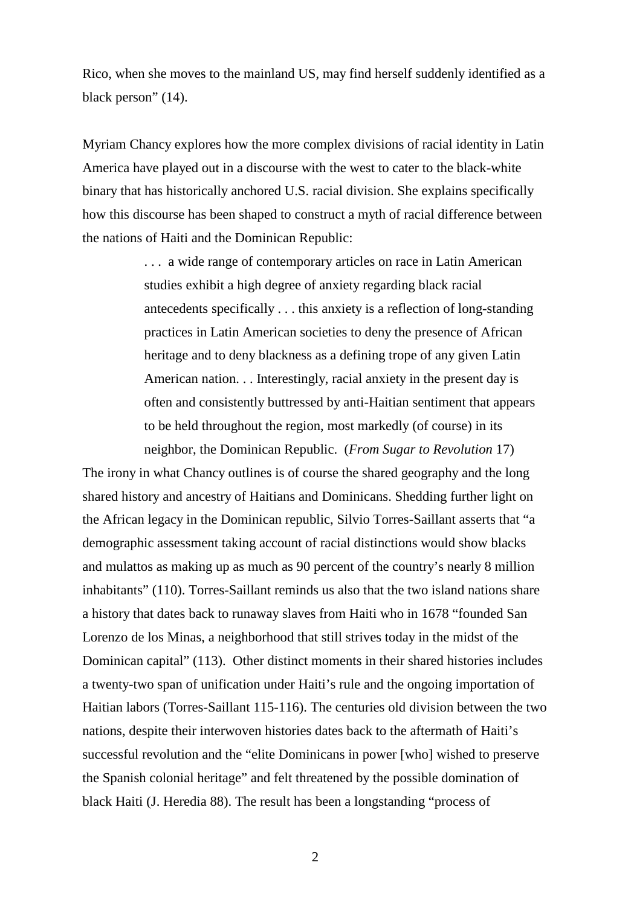Rico, when she moves to the mainland US, may find herself suddenly identified as a black person" (14).

Myriam Chancy explores how the more complex divisions of racial identity in Latin America have played out in a discourse with the west to cater to the black-white binary that has historically anchored U.S. racial division. She explains specifically how this discourse has been shaped to construct a myth of racial difference between the nations of Haiti and the Dominican Republic:

> . . . a wide range of contemporary articles on race in Latin American studies exhibit a high degree of anxiety regarding black racial antecedents specifically . . . this anxiety is a reflection of long-standing practices in Latin American societies to deny the presence of African heritage and to deny blackness as a defining trope of any given Latin American nation. . . Interestingly, racial anxiety in the present day is often and consistently buttressed by anti-Haitian sentiment that appears to be held throughout the region, most markedly (of course) in its neighbor, the Dominican Republic. (*From Sugar to Revolution* 17)

The irony in what Chancy outlines is of course the shared geography and the long shared history and ancestry of Haitians and Dominicans. Shedding further light on the African legacy in the Dominican republic, Silvio Torres-Saillant asserts that "a demographic assessment taking account of racial distinctions would show blacks and mulattos as making up as much as 90 percent of the country's nearly 8 million inhabitants" (110). Torres-Saillant reminds us also that the two island nations share a history that dates back to runaway slaves from Haiti who in 1678 "founded San Lorenzo de los Minas, a neighborhood that still strives today in the midst of the Dominican capital" (113). Other distinct moments in their shared histories includes a twenty-two span of unification under Haiti's rule and the ongoing importation of Haitian labors (Torres-Saillant 115-116). The centuries old division between the two nations, despite their interwoven histories dates back to the aftermath of Haiti's successful revolution and the "elite Dominicans in power [who] wished to preserve the Spanish colonial heritage" and felt threatened by the possible domination of black Haiti (J. Heredia 88). The result has been a longstanding "process of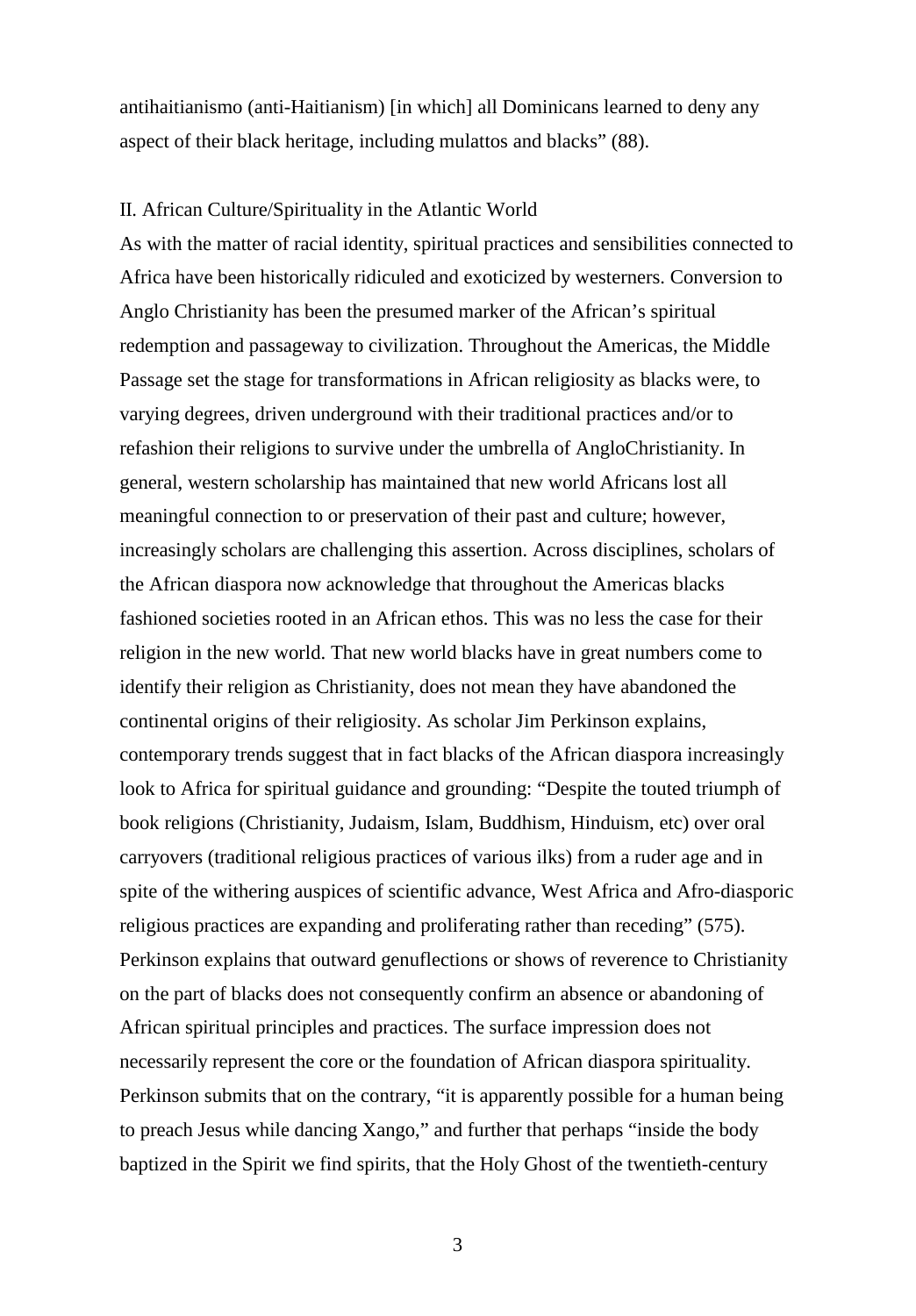antihaitianismo (anti-Haitianism) [in which] all Dominicans learned to deny any aspect of their black heritage, including mulattos and blacks" (88).

## II. African Culture/Spirituality in the Atlantic World

As with the matter of racial identity, spiritual practices and sensibilities connected to Africa have been historically ridiculed and exoticized by westerners. Conversion to Anglo Christianity has been the presumed marker of the African's spiritual redemption and passageway to civilization. Throughout the Americas, the Middle Passage set the stage for transformations in African religiosity as blacks were, to varying degrees, driven underground with their traditional practices and/or to refashion their religions to survive under the umbrella of AngloChristianity. In general, western scholarship has maintained that new world Africans lost all meaningful connection to or preservation of their past and culture; however, increasingly scholars are challenging this assertion. Across disciplines, scholars of the African diaspora now acknowledge that throughout the Americas blacks fashioned societies rooted in an African ethos. This was no less the case for their religion in the new world. That new world blacks have in great numbers come to identify their religion as Christianity, does not mean they have abandoned the continental origins of their religiosity. As scholar Jim Perkinson explains, contemporary trends suggest that in fact blacks of the African diaspora increasingly look to Africa for spiritual guidance and grounding: "Despite the touted triumph of book religions (Christianity, Judaism, Islam, Buddhism, Hinduism, etc) over oral carryovers (traditional religious practices of various ilks) from a ruder age and in spite of the withering auspices of scientific advance, West Africa and Afro-diasporic religious practices are expanding and proliferating rather than receding" (575). Perkinson explains that outward genuflections or shows of reverence to Christianity on the part of blacks does not consequently confirm an absence or abandoning of African spiritual principles and practices. The surface impression does not necessarily represent the core or the foundation of African diaspora spirituality. Perkinson submits that on the contrary, "it is apparently possible for a human being to preach Jesus while dancing Xango," and further that perhaps "inside the body baptized in the Spirit we find spirits, that the Holy Ghost of the twentieth-century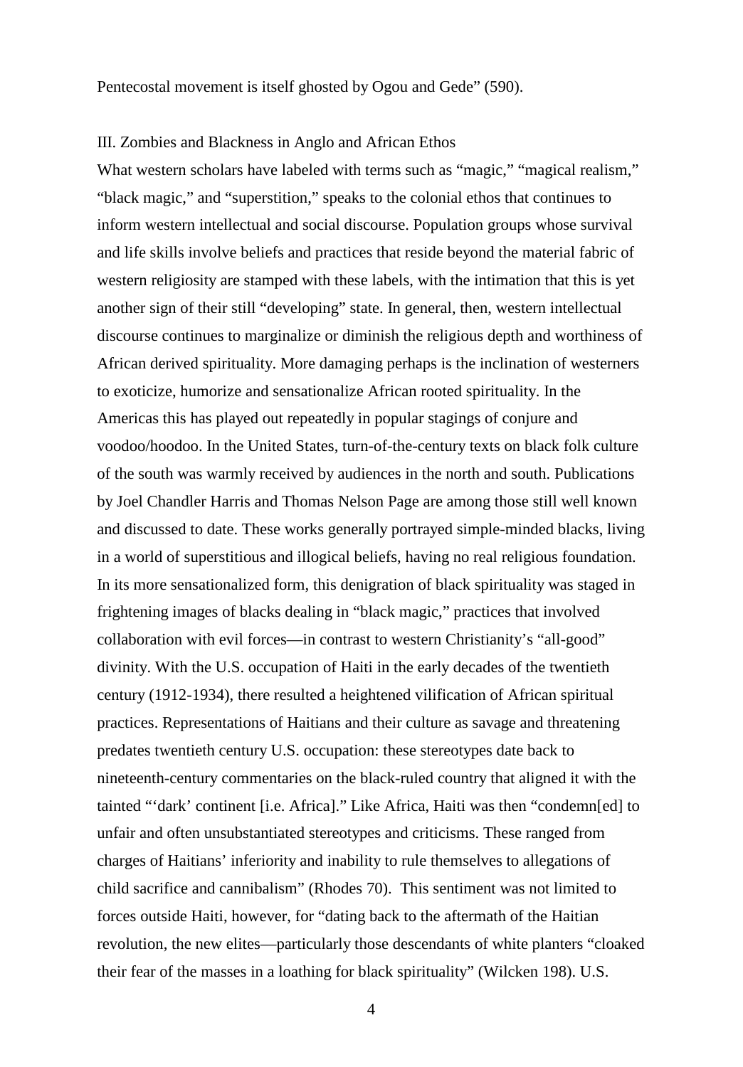Pentecostal movement is itself ghosted by Ogou and Gede" (590).

## III. Zombies and Blackness in Anglo and African Ethos

What western scholars have labeled with terms such as "magic," "magical realism," "black magic," and "superstition," speaks to the colonial ethos that continues to inform western intellectual and social discourse. Population groups whose survival and life skills involve beliefs and practices that reside beyond the material fabric of western religiosity are stamped with these labels, with the intimation that this is yet another sign of their still "developing" state. In general, then, western intellectual discourse continues to marginalize or diminish the religious depth and worthiness of African derived spirituality. More damaging perhaps is the inclination of westerners to exoticize, humorize and sensationalize African rooted spirituality. In the Americas this has played out repeatedly in popular stagings of conjure and voodoo/hoodoo. In the United States, turn-of-the-century texts on black folk culture of the south was warmly received by audiences in the north and south. Publications by Joel Chandler Harris and Thomas Nelson Page are among those still well known and discussed to date. These works generally portrayed simple-minded blacks, living in a world of superstitious and illogical beliefs, having no real religious foundation. In its more sensationalized form, this denigration of black spirituality was staged in frightening images of blacks dealing in "black magic," practices that involved collaboration with evil forces—in contrast to western Christianity's "all-good" divinity. With the U.S. occupation of Haiti in the early decades of the twentieth century (1912-1934), there resulted a heightened vilification of African spiritual practices. Representations of Haitians and their culture as savage and threatening predates twentieth century U.S. occupation: these stereotypes date back to nineteenth-century commentaries on the black-ruled country that aligned it with the tainted "'dark' continent [i.e. Africa]." Like Africa, Haiti was then "condemn[ed] to unfair and often unsubstantiated stereotypes and criticisms. These ranged from charges of Haitians' inferiority and inability to rule themselves to allegations of child sacrifice and cannibalism" (Rhodes 70). This sentiment was not limited to forces outside Haiti, however, for "dating back to the aftermath of the Haitian revolution, the new elites—particularly those descendants of white planters "cloaked their fear of the masses in a loathing for black spirituality" (Wilcken 198). U.S.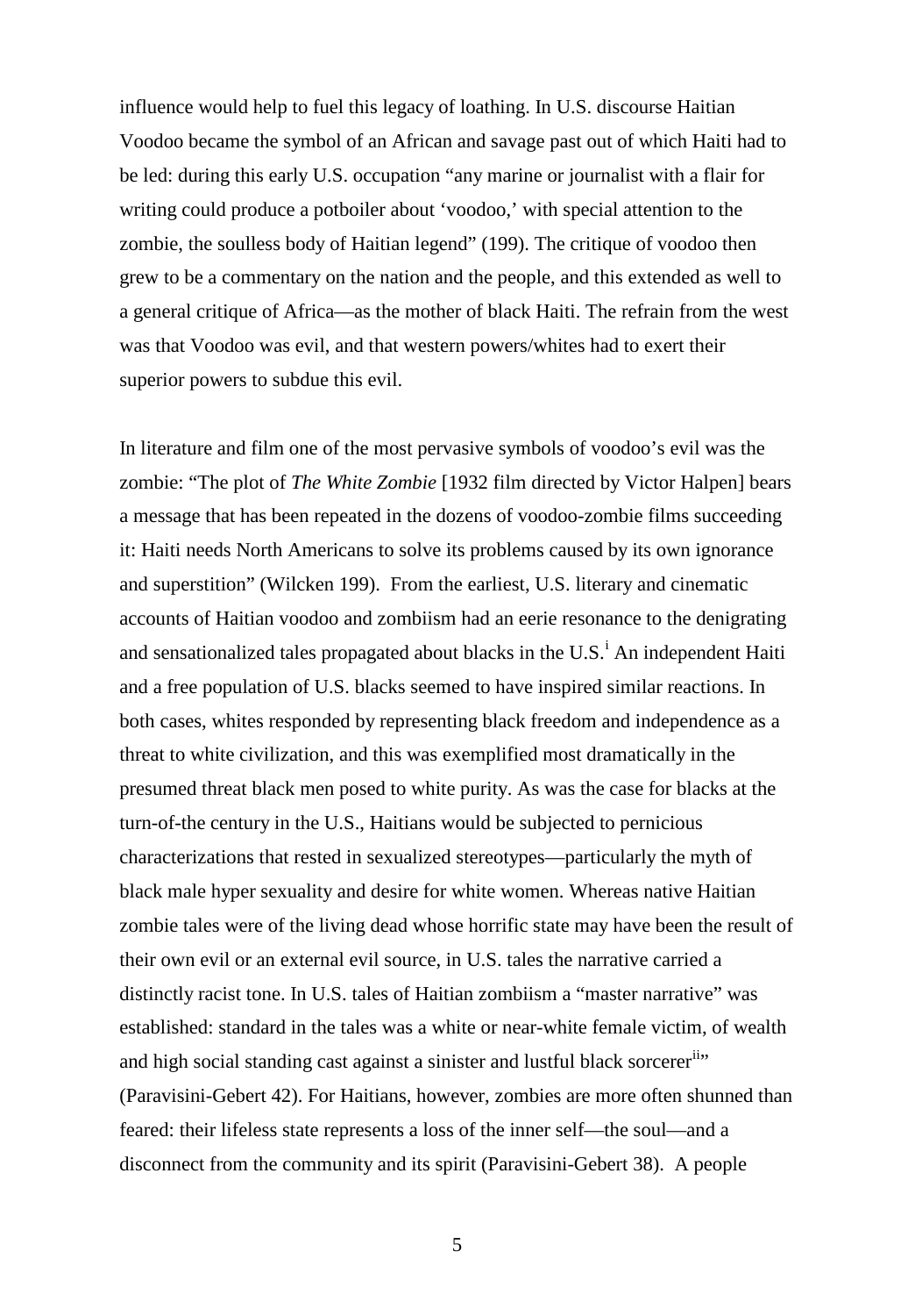influence would help to fuel this legacy of loathing. In U.S. discourse Haitian Voodoo became the symbol of an African and savage past out of which Haiti had to be led: during this early U.S. occupation "any marine or journalist with a flair for writing could produce a potboiler about 'voodoo,' with special attention to the zombie, the soulless body of Haitian legend" (199). The critique of voodoo then grew to be a commentary on the nation and the people, and this extended as well to a general critique of Africa—as the mother of black Haiti. The refrain from the west was that Voodoo was evil, and that western powers/whites had to exert their superior powers to subdue this evil.

In literature and film one of the most pervasive symbols of voodoo's evil was the zombie: "The plot of *The White Zombie* [1932 film directed by Victor Halpen] bears a message that has been repeated in the dozens of voodoo-zombie films succeeding it: Haiti needs North Americans to solve its problems caused by its own ignorance and superstition" (Wilcken 199). From the earliest, U.S. literary and cinematic accounts of Haitian voodoo and zombiism had an eerie resonance to the denigrating and sensationalized tales propagated about blacks in the U.S.[i] An independent Haiti and a free population of U.S. blacks seemed to have inspired similar reactions. In both cases, whites responded by representing black freedom and independence as a threat to white civilization, and this was exemplified most dramatically in the presumed threat black men posed to white purity. As was the case for blacks at the turn-of-the century in the U.S., Haitians would be subjected to pernicious characterizations that rested in sexualized stereotypes—particularly the myth of black male hyper sexuality and desire for white women. Whereas native Haitian zombie tales were of the living dead whose horrific state may have been the result of their own evil or an external evil source, in U.S. tales the narrative carried a distinctly racist tone. In U.S. tales of Haitian zombiism a "master narrative" was established: standard in the tales was a white or near-white female victim, of wealth and high social standing cast against a sinister and lustful black sorcerer[ii]" (Paravisini-Gebert 42). For Haitians, however, zombies are more often shunned than feared: their lifeless state represents a loss of the inner self—the soul—and a disconnect from the community and its spirit (Paravisini-Gebert 38). A people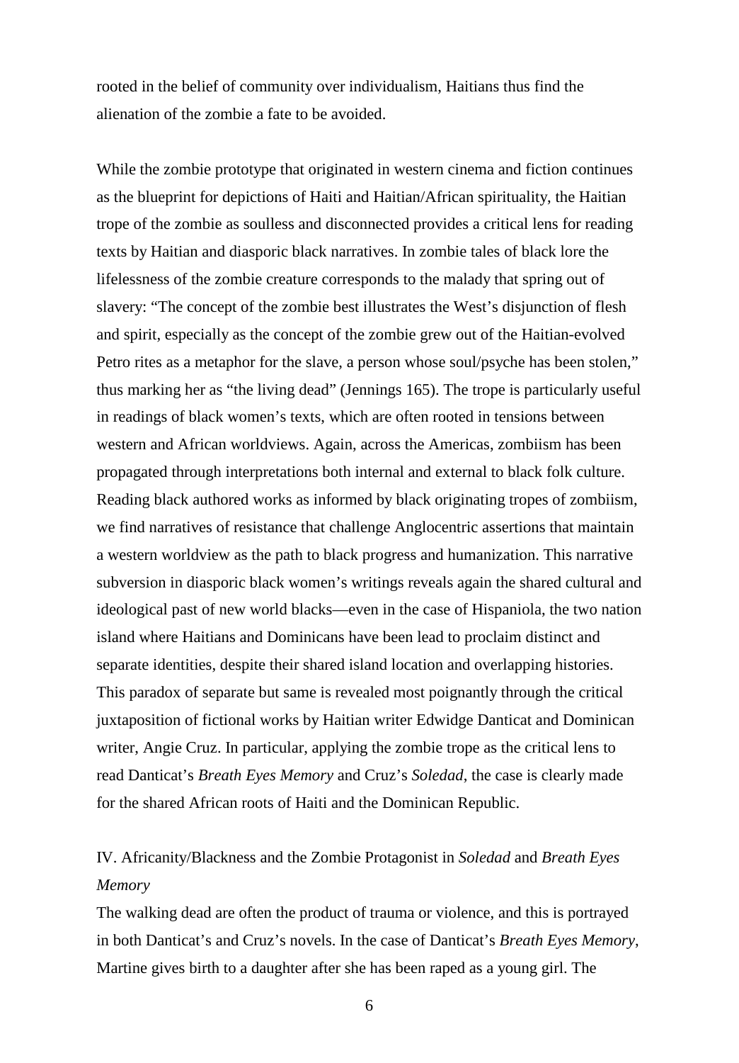rooted in the belief of community over individualism, Haitians thus find the alienation of the zombie a fate to be avoided.

While the zombie prototype that originated in western cinema and fiction continues as the blueprint for depictions of Haiti and Haitian/African spirituality, the Haitian trope of the zombie as soulless and disconnected provides a critical lens for reading texts by Haitian and diasporic black narratives. In zombie tales of black lore the lifelessness of the zombie creature corresponds to the malady that spring out of slavery: "The concept of the zombie best illustrates the West's disjunction of flesh and spirit, especially as the concept of the zombie grew out of the Haitian-evolved Petro rites as a metaphor for the slave, a person whose soul/psyche has been stolen," thus marking her as "the living dead" (Jennings 165). The trope is particularly useful in readings of black women's texts, which are often rooted in tensions between western and African worldviews. Again, across the Americas, zombiism has been propagated through interpretations both internal and external to black folk culture. Reading black authored works as informed by black originating tropes of zombiism, we find narratives of resistance that challenge Anglocentric assertions that maintain a western worldview as the path to black progress and humanization. This narrative subversion in diasporic black women's writings reveals again the shared cultural and ideological past of new world blacks—even in the case of Hispaniola, the two nation island where Haitians and Dominicans have been lead to proclaim distinct and separate identities, despite their shared island location and overlapping histories. This paradox of separate but same is revealed most poignantly through the critical juxtaposition of fictional works by Haitian writer Edwidge Danticat and Dominican writer, Angie Cruz. In particular, applying the zombie trope as the critical lens to read Danticat's *Breath Eyes Memory* and Cruz's *Soledad*, the case is clearly made for the shared African roots of Haiti and the Dominican Republic.

## IV. Africanity/Blackness and the Zombie Protagonist in *Soledad* and *Breath Eyes Memory*

The walking dead are often the product of trauma or violence, and this is portrayed in both Danticat's and Cruz's novels. In the case of Danticat's *Breath Eyes Memory*, Martine gives birth to a daughter after she has been raped as a young girl. The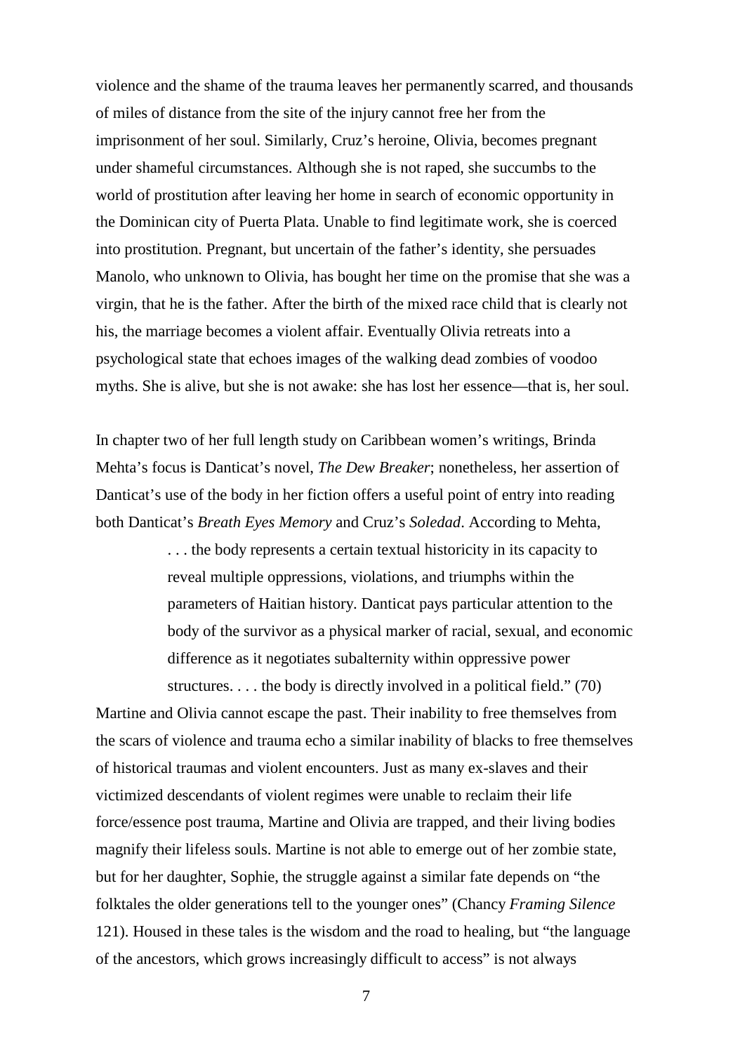violence and the shame of the trauma leaves her permanently scarred, and thousands of miles of distance from the site of the injury cannot free her from the imprisonment of her soul. Similarly, Cruz's heroine, Olivia, becomes pregnant under shameful circumstances. Although she is not raped, she succumbs to the world of prostitution after leaving her home in search of economic opportunity in the Dominican city of Puerta Plata. Unable to find legitimate work, she is coerced into prostitution. Pregnant, but uncertain of the father's identity, she persuades Manolo, who unknown to Olivia, has bought her time on the promise that she was a virgin, that he is the father. After the birth of the mixed race child that is clearly not his, the marriage becomes a violent affair. Eventually Olivia retreats into a psychological state that echoes images of the walking dead zombies of voodoo myths. She is alive, but she is not awake: she has lost her essence—that is, her soul.

In chapter two of her full length study on Caribbean women's writings, Brinda Mehta's focus is Danticat's novel, *The Dew Breaker*; nonetheless, her assertion of Danticat's use of the body in her fiction offers a useful point of entry into reading both Danticat's *Breath Eyes Memory* and Cruz's *Soledad*. According to Mehta,

> . . . the body represents a certain textual historicity in its capacity to reveal multiple oppressions, violations, and triumphs within the parameters of Haitian history. Danticat pays particular attention to the body of the survivor as a physical marker of racial, sexual, and economic difference as it negotiates subalternity within oppressive power structures. . . . the body is directly involved in a political field." (70)

Martine and Olivia cannot escape the past. Their inability to free themselves from the scars of violence and trauma echo a similar inability of blacks to free themselves of historical traumas and violent encounters. Just as many ex-slaves and their victimized descendants of violent regimes were unable to reclaim their life force/essence post trauma, Martine and Olivia are trapped, and their living bodies magnify their lifeless souls. Martine is not able to emerge out of her zombie state, but for her daughter, Sophie, the struggle against a similar fate depends on "the folktales the older generations tell to the younger ones" (Chancy *Framing Silence* 121). Housed in these tales is the wisdom and the road to healing, but "the language of the ancestors, which grows increasingly difficult to access" is not always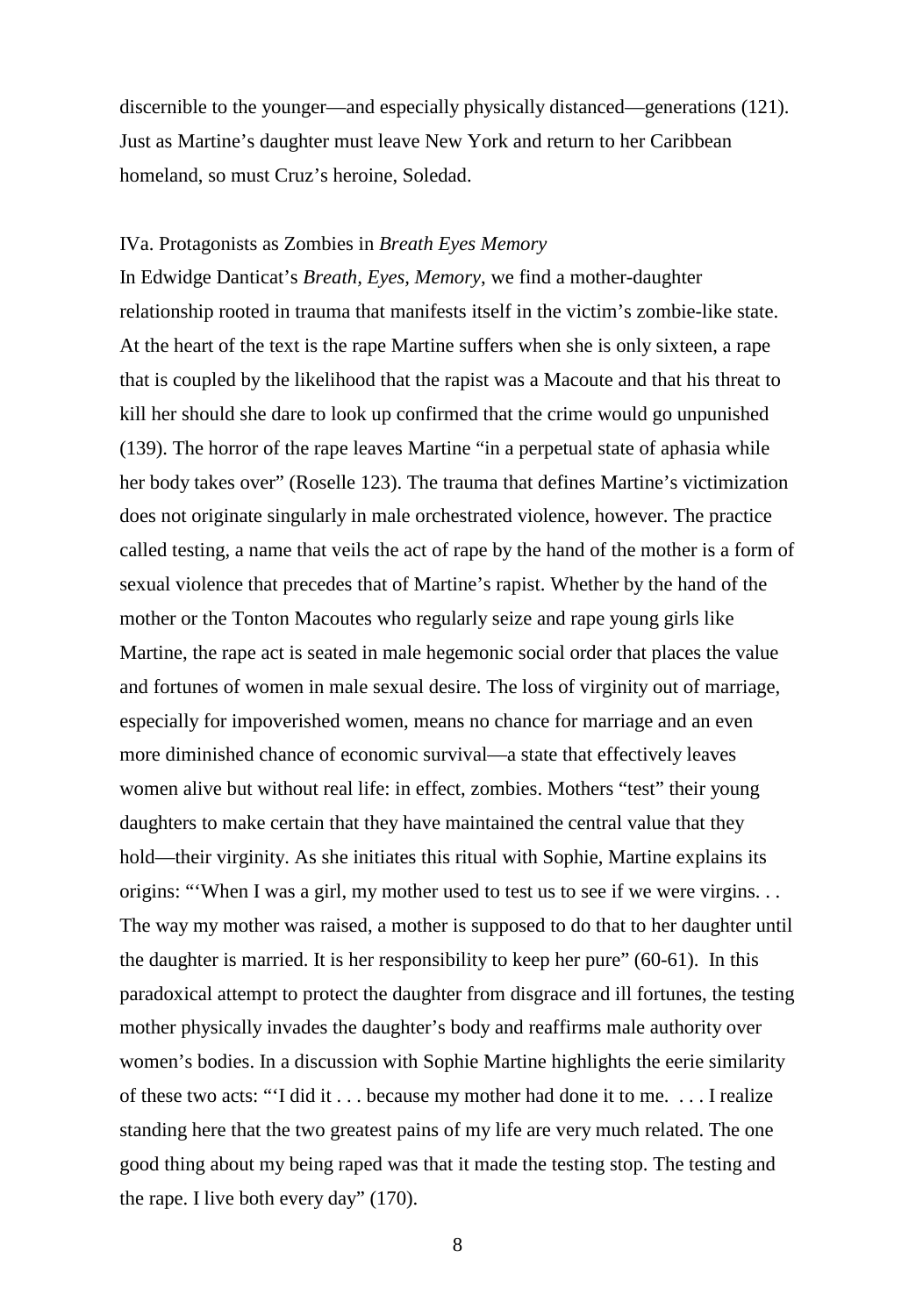discernible to the younger—and especially physically distanced—generations (121). Just as Martine's daughter must leave New York and return to her Caribbean homeland, so must Cruz's heroine, Soledad.

IVa. Protagonists as Zombies in *Breath Eyes Memory*

In Edwidge Danticat's *Breath, Eyes, Memory*, we find a mother-daughter relationship rooted in trauma that manifests itself in the victim's zombie-like state. At the heart of the text is the rape Martine suffers when she is only sixteen, a rape that is coupled by the likelihood that the rapist was a Macoute and that his threat to kill her should she dare to look up confirmed that the crime would go unpunished (139). The horror of the rape leaves Martine "in a perpetual state of aphasia while her body takes over" (Roselle 123). The trauma that defines Martine's victimization does not originate singularly in male orchestrated violence, however. The practice called testing, a name that veils the act of rape by the hand of the mother is a form of sexual violence that precedes that of Martine's rapist. Whether by the hand of the mother or the Tonton Macoutes who regularly seize and rape young girls like Martine, the rape act is seated in male hegemonic social order that places the value and fortunes of women in male sexual desire. The loss of virginity out of marriage, especially for impoverished women, means no chance for marriage and an even more diminished chance of economic survival—a state that effectively leaves women alive but without real life: in effect, zombies. Mothers "test" their young daughters to make certain that they have maintained the central value that they hold—their virginity. As she initiates this ritual with Sophie, Martine explains its origins: "'When I was a girl, my mother used to test us to see if we were virgins. . . The way my mother was raised, a mother is supposed to do that to her daughter until the daughter is married. It is her responsibility to keep her pure" (60-61). In this paradoxical attempt to protect the daughter from disgrace and ill fortunes, the testing mother physically invades the daughter's body and reaffirms male authority over women's bodies. In a discussion with Sophie Martine highlights the eerie similarity of these two acts: "'I did it . . . because my mother had done it to me. . . . I realize standing here that the two greatest pains of my life are very much related. The one good thing about my being raped was that it made the testing stop. The testing and the rape. I live both every day" (170).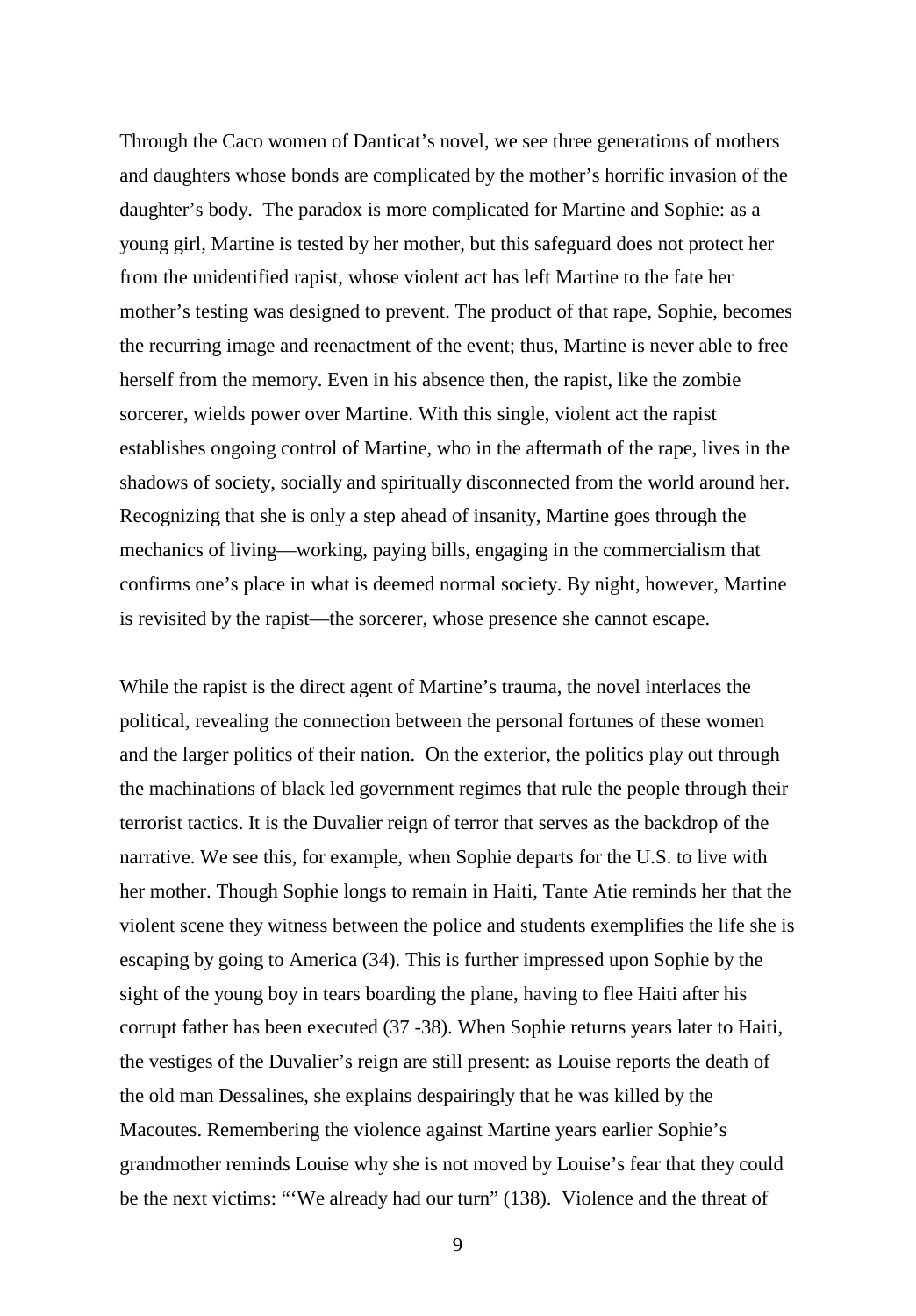Through the Caco women of Danticat's novel, we see three generations of mothers and daughters whose bonds are complicated by the mother's horrific invasion of the daughter's body. The paradox is more complicated for Martine and Sophie: as a young girl, Martine is tested by her mother, but this safeguard does not protect her from the unidentified rapist, whose violent act has left Martine to the fate her mother's testing was designed to prevent. The product of that rape, Sophie, becomes the recurring image and reenactment of the event; thus, Martine is never able to free herself from the memory. Even in his absence then, the rapist, like the zombie sorcerer, wields power over Martine. With this single, violent act the rapist establishes ongoing control of Martine, who in the aftermath of the rape, lives in the shadows of society, socially and spiritually disconnected from the world around her. Recognizing that she is only a step ahead of insanity, Martine goes through the mechanics of living—working, paying bills, engaging in the commercialism that confirms one's place in what is deemed normal society. By night, however, Martine is revisited by the rapist—the sorcerer, whose presence she cannot escape.

While the rapist is the direct agent of Martine's trauma, the novel interlaces the political, revealing the connection between the personal fortunes of these women and the larger politics of their nation. On the exterior, the politics play out through the machinations of black led government regimes that rule the people through their terrorist tactics. It is the Duvalier reign of terror that serves as the backdrop of the narrative. We see this, for example, when Sophie departs for the U.S. to live with her mother. Though Sophie longs to remain in Haiti, Tante Atie reminds her that the violent scene they witness between the police and students exemplifies the life she is escaping by going to America (34). This is further impressed upon Sophie by the sight of the young boy in tears boarding the plane, having to flee Haiti after his corrupt father has been executed (37 -38). When Sophie returns years later to Haiti, the vestiges of the Duvalier's reign are still present: as Louise reports the death of the old man Dessalines, she explains despairingly that he was killed by the Macoutes. Remembering the violence against Martine years earlier Sophie's grandmother reminds Louise why she is not moved by Louise's fear that they could be the next victims: "'We already had our turn" (138). Violence and the threat of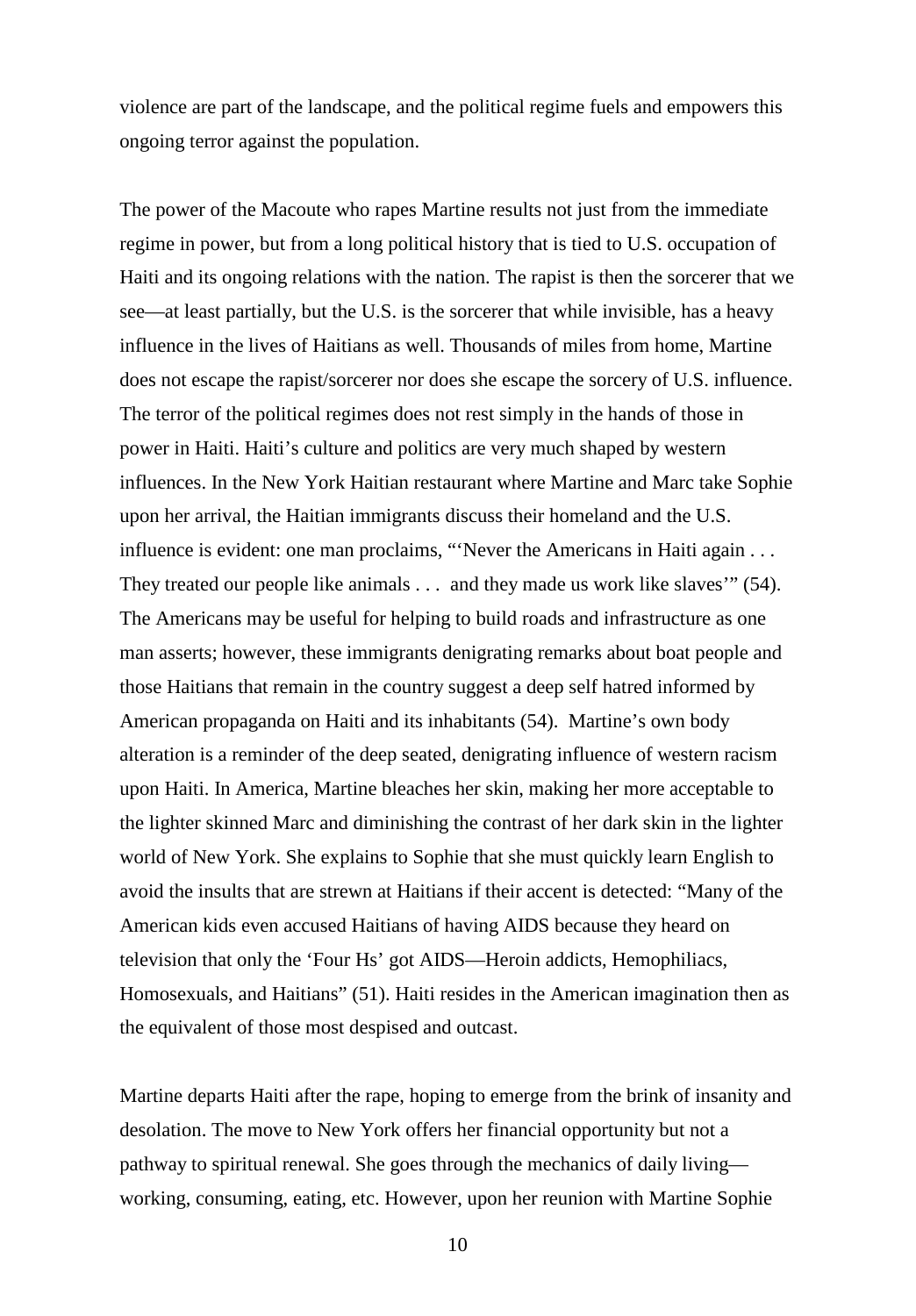violence are part of the landscape, and the political regime fuels and empowers this ongoing terror against the population.

The power of the Macoute who rapes Martine results not just from the immediate regime in power, but from a long political history that is tied to U.S. occupation of Haiti and its ongoing relations with the nation. The rapist is then the sorcerer that we see—at least partially, but the U.S. is the sorcerer that while invisible, has a heavy influence in the lives of Haitians as well. Thousands of miles from home, Martine does not escape the rapist/sorcerer nor does she escape the sorcery of U.S. influence. The terror of the political regimes does not rest simply in the hands of those in power in Haiti. Haiti's culture and politics are very much shaped by western influences. In the New York Haitian restaurant where Martine and Marc take Sophie upon her arrival, the Haitian immigrants discuss their homeland and the U.S. influence is evident: one man proclaims, "'Never the Americans in Haiti again . . . They treated our people like animals . . .  and they made us work like slaves'" (54). The Americans may be useful for helping to build roads and infrastructure as one man asserts; however, these immigrants denigrating remarks about boat people and those Haitians that remain in the country suggest a deep self hatred informed by American propaganda on Haiti and its inhabitants (54).  Martine's own body alteration is a reminder of the deep seated, denigrating influence of western racism upon Haiti. In America, Martine bleaches her skin, making her more acceptable to the lighter skinned Marc and diminishing the contrast of her dark skin in the lighter world of New York. She explains to Sophie that she must quickly learn English to avoid the insults that are strewn at Haitians if their accent is detected: "Many of the American kids even accused Haitians of having AIDS because they heard on television that only the 'Four Hs' got AIDS—Heroin addicts, Hemophiliacs, Homosexuals, and Haitians" (51). Haiti resides in the American imagination then as the equivalent of those most despised and outcast.

Martine departs Haiti after the rape, hoping to emerge from the brink of insanity and desolation. The move to New York offers her financial opportunity but not a pathway to spiritual renewal. She goes through the mechanics of daily living—working, consuming, eating, etc. However, upon her reunion with Martine Sophie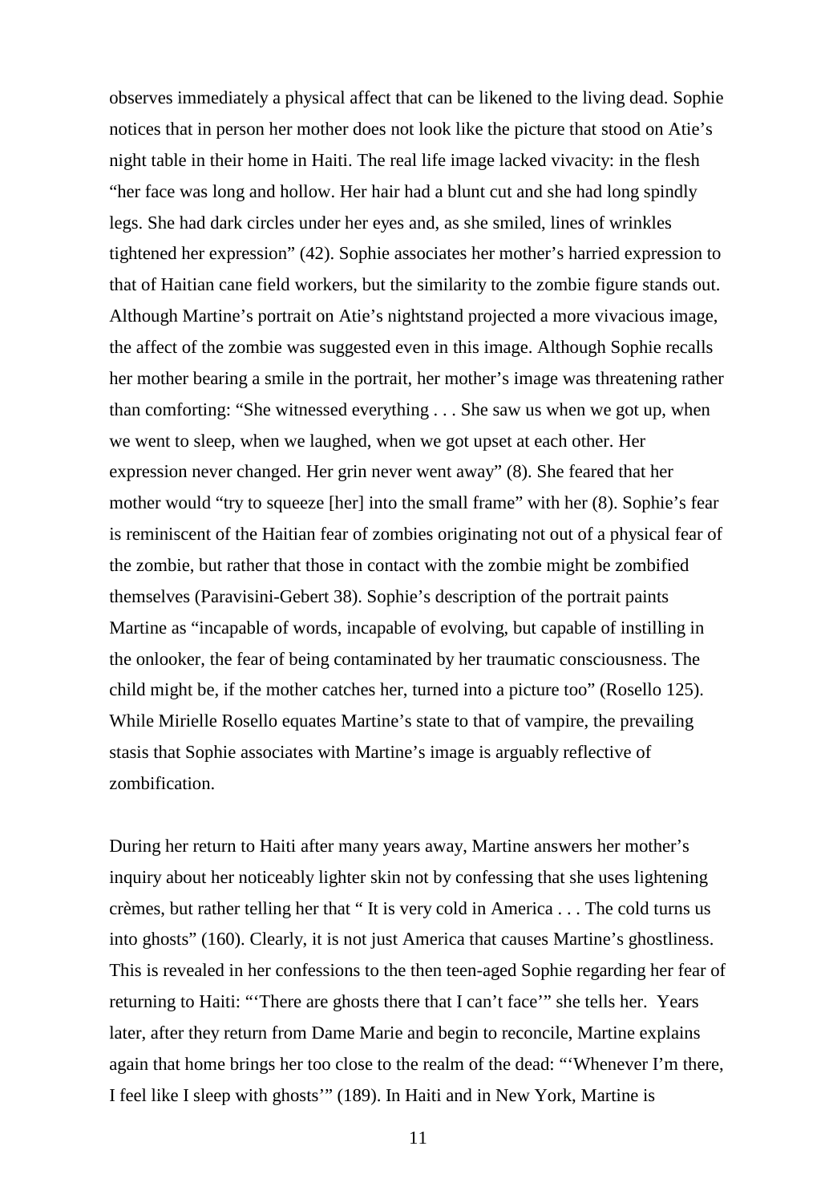observes immediately a physical affect that can be likened to the living dead. Sophie notices that in person her mother does not look like the picture that stood on Atie's night table in their home in Haiti. The real life image lacked vivacity: in the flesh "her face was long and hollow. Her hair had a blunt cut and she had long spindly legs. She had dark circles under her eyes and, as she smiled, lines of wrinkles tightened her expression" (42). Sophie associates her mother's harried expression to that of Haitian cane field workers, but the similarity to the zombie figure stands out. Although Martine's portrait on Atie's nightstand projected a more vivacious image, the affect of the zombie was suggested even in this image. Although Sophie recalls her mother bearing a smile in the portrait, her mother's image was threatening rather than comforting: "She witnessed everything . . . She saw us when we got up, when we went to sleep, when we laughed, when we got upset at each other. Her expression never changed. Her grin never went away" (8). She feared that her mother would "try to squeeze [her] into the small frame" with her (8). Sophie's fear is reminiscent of the Haitian fear of zombies originating not out of a physical fear of the zombie, but rather that those in contact with the zombie might be zombified themselves (Paravisini-Gebert 38). Sophie's description of the portrait paints Martine as "incapable of words, incapable of evolving, but capable of instilling in the onlooker, the fear of being contaminated by her traumatic consciousness. The child might be, if the mother catches her, turned into a picture too" (Rosello 125). While Mirielle Rosello equates Martine's state to that of vampire, the prevailing stasis that Sophie associates with Martine's image is arguably reflective of zombification.

During her return to Haiti after many years away, Martine answers her mother's inquiry about her noticeably lighter skin not by confessing that she uses lightening crèmes, but rather telling her that " It is very cold in America . . . The cold turns us into ghosts" (160). Clearly, it is not just America that causes Martine's ghostliness. This is revealed in her confessions to the then teen-aged Sophie regarding her fear of returning to Haiti: "'There are ghosts there that I can't face'" she tells her. Years later, after they return from Dame Marie and begin to reconcile, Martine explains again that home brings her too close to the realm of the dead: "'Whenever I'm there, I feel like I sleep with ghosts'" (189). In Haiti and in New York, Martine is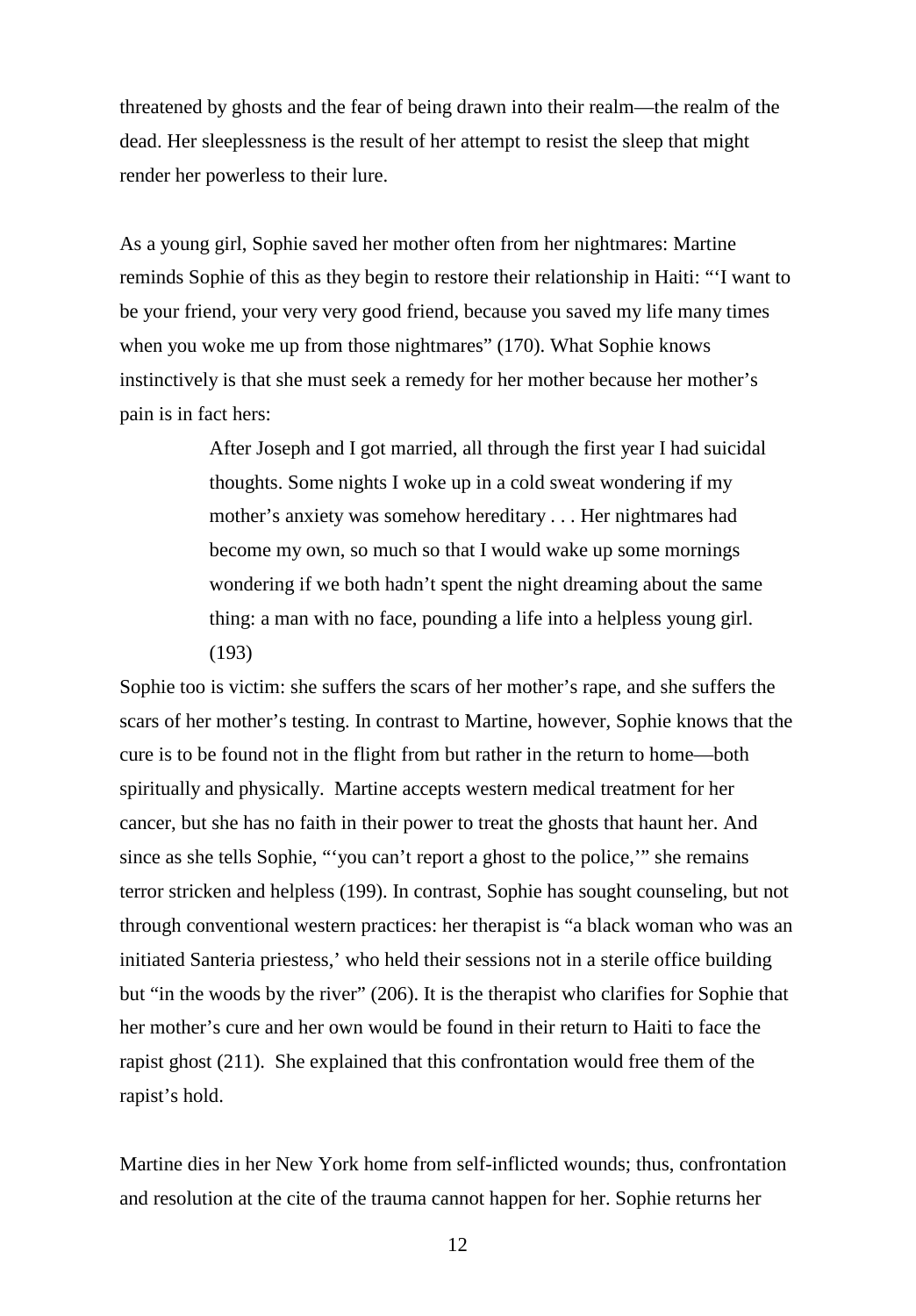threatened by ghosts and the fear of being drawn into their realm—the realm of the dead. Her sleeplessness is the result of her attempt to resist the sleep that might render her powerless to their lure.

As a young girl, Sophie saved her mother often from her nightmares: Martine reminds Sophie of this as they begin to restore their relationship in Haiti: "'I want to be your friend, your very very good friend, because you saved my life many times when you woke me up from those nightmares" (170). What Sophie knows instinctively is that she must seek a remedy for her mother because her mother's pain is in fact hers:

> After Joseph and I got married, all through the first year I had suicidal thoughts. Some nights I woke up in a cold sweat wondering if my mother's anxiety was somehow hereditary . . . Her nightmares had become my own, so much so that I would wake up some mornings wondering if we both hadn't spent the night dreaming about the same thing: a man with no face, pounding a life into a helpless young girl. (193)

Sophie too is victim: she suffers the scars of her mother's rape, and she suffers the scars of her mother's testing. In contrast to Martine, however, Sophie knows that the cure is to be found not in the flight from but rather in the return to home—both spiritually and physically. Martine accepts western medical treatment for her cancer, but she has no faith in their power to treat the ghosts that haunt her. And since as she tells Sophie, "'you can't report a ghost to the police,'" she remains terror stricken and helpless (199). In contrast, Sophie has sought counseling, but not through conventional western practices: her therapist is "a black woman who was an initiated Santeria priestess,' who held their sessions not in a sterile office building but "in the woods by the river" (206). It is the therapist who clarifies for Sophie that her mother's cure and her own would be found in their return to Haiti to face the rapist ghost (211). She explained that this confrontation would free them of the rapist's hold.

Martine dies in her New York home from self-inflicted wounds; thus, confrontation and resolution at the cite of the trauma cannot happen for her. Sophie returns her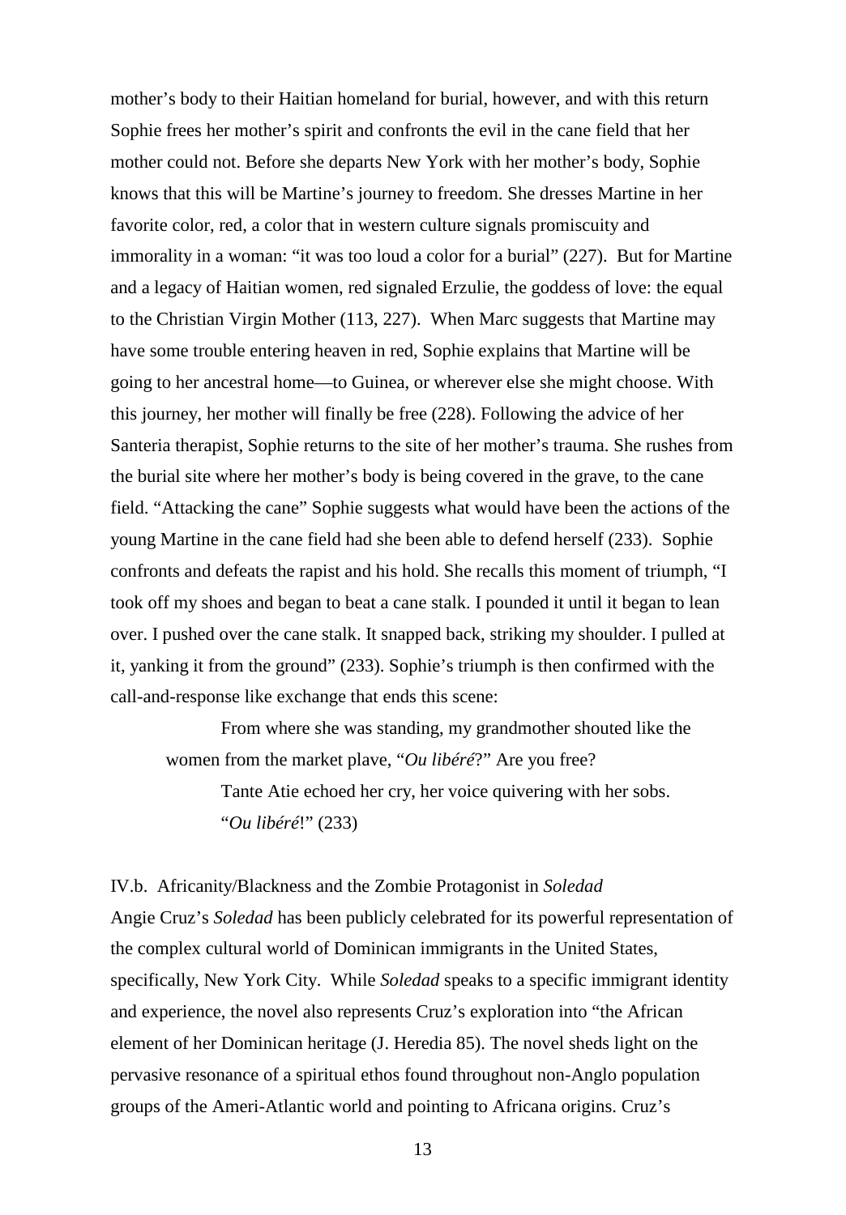mother's body to their Haitian homeland for burial, however, and with this return Sophie frees her mother's spirit and confronts the evil in the cane field that her mother could not. Before she departs New York with her mother's body, Sophie knows that this will be Martine's journey to freedom. She dresses Martine in her favorite color, red, a color that in western culture signals promiscuity and immorality in a woman: "it was too loud a color for a burial" (227). But for Martine and a legacy of Haitian women, red signaled Erzulie, the goddess of love: the equal to the Christian Virgin Mother (113, 227). When Marc suggests that Martine may have some trouble entering heaven in red, Sophie explains that Martine will be going to her ancestral home—to Guinea, or wherever else she might choose. With this journey, her mother will finally be free (228). Following the advice of her Santeria therapist, Sophie returns to the site of her mother's trauma. She rushes from the burial site where her mother's body is being covered in the grave, to the cane field. "Attacking the cane" Sophie suggests what would have been the actions of the young Martine in the cane field had she been able to defend herself (233). Sophie confronts and defeats the rapist and his hold. She recalls this moment of triumph, "I took off my shoes and began to beat a cane stalk. I pounded it until it began to lean over. I pushed over the cane stalk. It snapped back, striking my shoulder. I pulled at it, yanking it from the ground" (233). Sophie's triumph is then confirmed with the call-and-response like exchange that ends this scene:

> From where she was standing, my grandmother shouted like the women from the market plave, "*Ou libéré*?" Are you free?
>
> Tante Atie echoed her cry, her voice quivering with her sobs.
>
> "*Ou libéré*!" (233)

## IV.b. Africanity/Blackness and the Zombie Protagonist in *Soledad*

Angie Cruz's *Soledad* has been publicly celebrated for its powerful representation of the complex cultural world of Dominican immigrants in the United States, specifically, New York City. While *Soledad* speaks to a specific immigrant identity and experience, the novel also represents Cruz's exploration into "the African element of her Dominican heritage (J. Heredia 85). The novel sheds light on the pervasive resonance of a spiritual ethos found throughout non-Anglo population groups of the Ameri-Atlantic world and pointing to Africana origins. Cruz's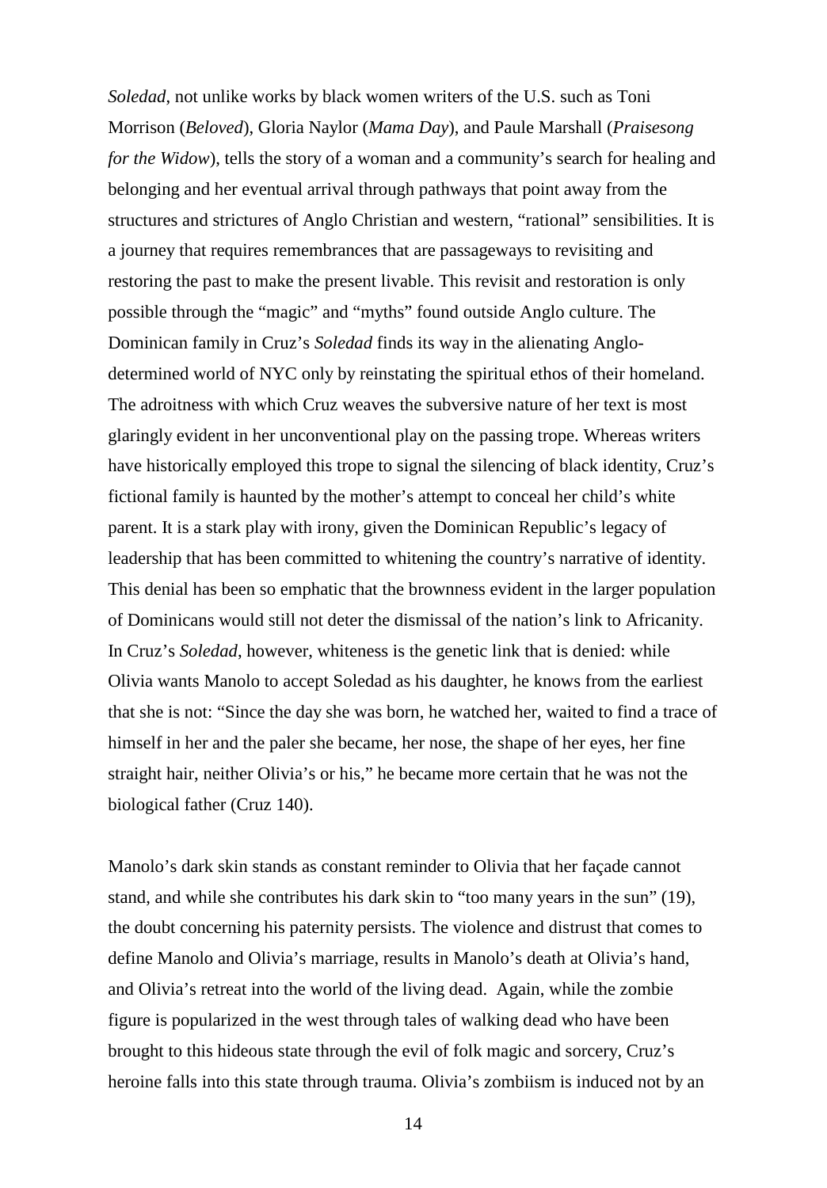*Soledad*, not unlike works by black women writers of the U.S. such as Toni Morrison (*Beloved*), Gloria Naylor (*Mama Day*), and Paule Marshall (*Praisesong for the Widow*), tells the story of a woman and a community's search for healing and belonging and her eventual arrival through pathways that point away from the structures and strictures of Anglo Christian and western, "rational" sensibilities. It is a journey that requires remembrances that are passageways to revisiting and restoring the past to make the present livable. This revisit and restoration is only possible through the "magic" and "myths" found outside Anglo culture. The Dominican family in Cruz's *Soledad* finds its way in the alienating Anglo-determined world of NYC only by reinstating the spiritual ethos of their homeland. The adroitness with which Cruz weaves the subversive nature of her text is most glaringly evident in her unconventional play on the passing trope. Whereas writers have historically employed this trope to signal the silencing of black identity, Cruz's fictional family is haunted by the mother's attempt to conceal her child's white parent. It is a stark play with irony, given the Dominican Republic's legacy of leadership that has been committed to whitening the country's narrative of identity. This denial has been so emphatic that the brownness evident in the larger population of Dominicans would still not deter the dismissal of the nation's link to Africanity. In Cruz's *Soledad*, however, whiteness is the genetic link that is denied: while Olivia wants Manolo to accept Soledad as his daughter, he knows from the earliest that she is not: "Since the day she was born, he watched her, waited to find a trace of himself in her and the paler she became, her nose, the shape of her eyes, her fine straight hair, neither Olivia's or his," he became more certain that he was not the biological father (Cruz 140).

Manolo's dark skin stands as constant reminder to Olivia that her façade cannot stand, and while she contributes his dark skin to "too many years in the sun" (19), the doubt concerning his paternity persists. The violence and distrust that comes to define Manolo and Olivia's marriage, results in Manolo's death at Olivia's hand, and Olivia's retreat into the world of the living dead. Again, while the zombie figure is popularized in the west through tales of walking dead who have been brought to this hideous state through the evil of folk magic and sorcery, Cruz's heroine falls into this state through trauma. Olivia's zombiism is induced not by an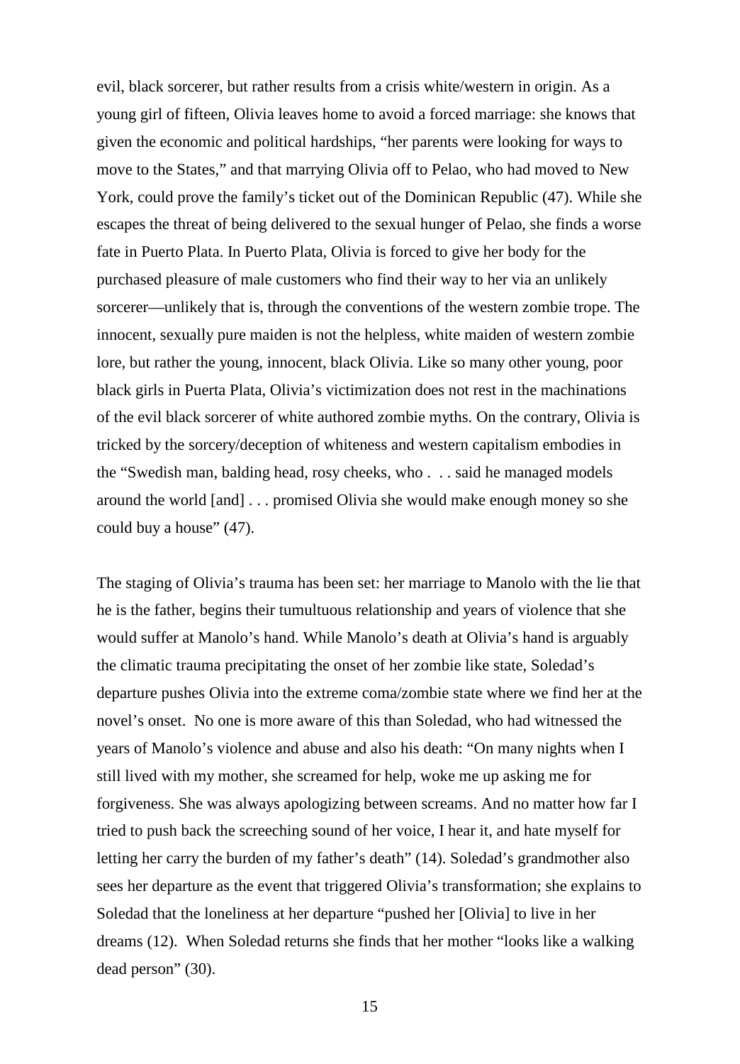evil, black sorcerer, but rather results from a crisis white/western in origin. As a young girl of fifteen, Olivia leaves home to avoid a forced marriage: she knows that given the economic and political hardships, "her parents were looking for ways to move to the States," and that marrying Olivia off to Pelao, who had moved to New York, could prove the family's ticket out of the Dominican Republic (47). While she escapes the threat of being delivered to the sexual hunger of Pelao, she finds a worse fate in Puerto Plata. In Puerto Plata, Olivia is forced to give her body for the purchased pleasure of male customers who find their way to her via an unlikely sorcerer—unlikely that is, through the conventions of the western zombie trope. The innocent, sexually pure maiden is not the helpless, white maiden of western zombie lore, but rather the young, innocent, black Olivia. Like so many other young, poor black girls in Puerta Plata, Olivia's victimization does not rest in the machinations of the evil black sorcerer of white authored zombie myths. On the contrary, Olivia is tricked by the sorcery/deception of whiteness and western capitalism embodies in the "Swedish man, balding head, rosy cheeks, who . . . said he managed models around the world [and] . . . promised Olivia she would make enough money so she could buy a house" (47).

The staging of Olivia's trauma has been set: her marriage to Manolo with the lie that he is the father, begins their tumultuous relationship and years of violence that she would suffer at Manolo's hand. While Manolo's death at Olivia's hand is arguably the climatic trauma precipitating the onset of her zombie like state, Soledad's departure pushes Olivia into the extreme coma/zombie state where we find her at the novel's onset. No one is more aware of this than Soledad, who had witnessed the years of Manolo's violence and abuse and also his death: "On many nights when I still lived with my mother, she screamed for help, woke me up asking me for forgiveness. She was always apologizing between screams. And no matter how far I tried to push back the screeching sound of her voice, I hear it, and hate myself for letting her carry the burden of my father's death" (14). Soledad's grandmother also sees her departure as the event that triggered Olivia's transformation; she explains to Soledad that the loneliness at her departure "pushed her [Olivia] to live in her dreams (12). When Soledad returns she finds that her mother "looks like a walking dead person" (30).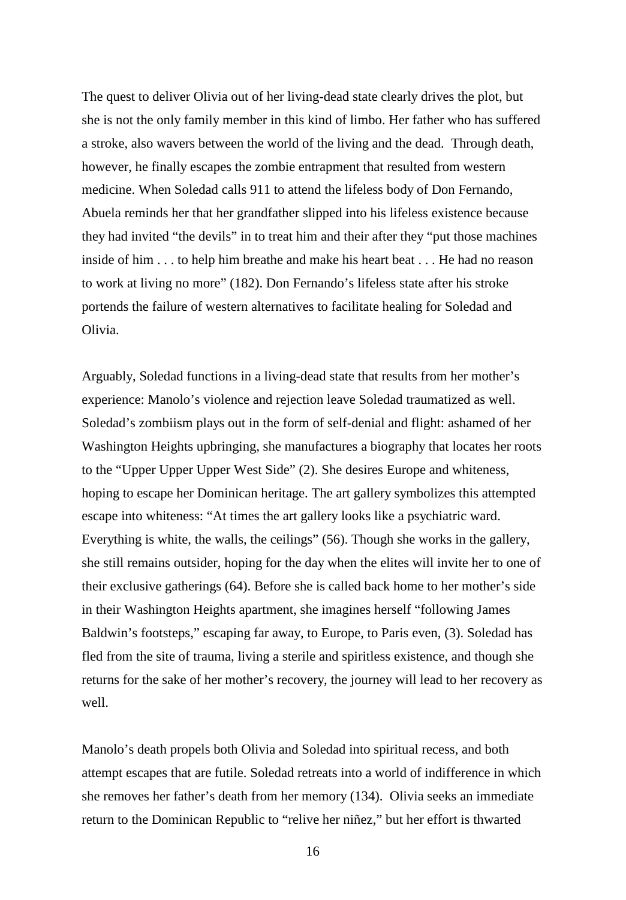The quest to deliver Olivia out of her living-dead state clearly drives the plot, but she is not the only family member in this kind of limbo. Her father who has suffered a stroke, also wavers between the world of the living and the dead. Through death, however, he finally escapes the zombie entrapment that resulted from western medicine. When Soledad calls 911 to attend the lifeless body of Don Fernando, Abuela reminds her that her grandfather slipped into his lifeless existence because they had invited "the devils" in to treat him and their after they "put those machines inside of him . . . to help him breathe and make his heart beat . . . He had no reason to work at living no more" (182). Don Fernando's lifeless state after his stroke portends the failure of western alternatives to facilitate healing for Soledad and Olivia.

Arguably, Soledad functions in a living-dead state that results from her mother's experience: Manolo's violence and rejection leave Soledad traumatized as well. Soledad's zombiism plays out in the form of self-denial and flight: ashamed of her Washington Heights upbringing, she manufactures a biography that locates her roots to the "Upper Upper Upper West Side" (2). She desires Europe and whiteness, hoping to escape her Dominican heritage. The art gallery symbolizes this attempted escape into whiteness: "At times the art gallery looks like a psychiatric ward. Everything is white, the walls, the ceilings" (56). Though she works in the gallery, she still remains outsider, hoping for the day when the elites will invite her to one of their exclusive gatherings (64). Before she is called back home to her mother's side in their Washington Heights apartment, she imagines herself "following James Baldwin's footsteps," escaping far away, to Europe, to Paris even, (3). Soledad has fled from the site of trauma, living a sterile and spiritless existence, and though she returns for the sake of her mother's recovery, the journey will lead to her recovery as well.

Manolo's death propels both Olivia and Soledad into spiritual recess, and both attempt escapes that are futile. Soledad retreats into a world of indifference in which she removes her father's death from her memory (134). Olivia seeks an immediate return to the Dominican Republic to "relive her niñez," but her effort is thwarted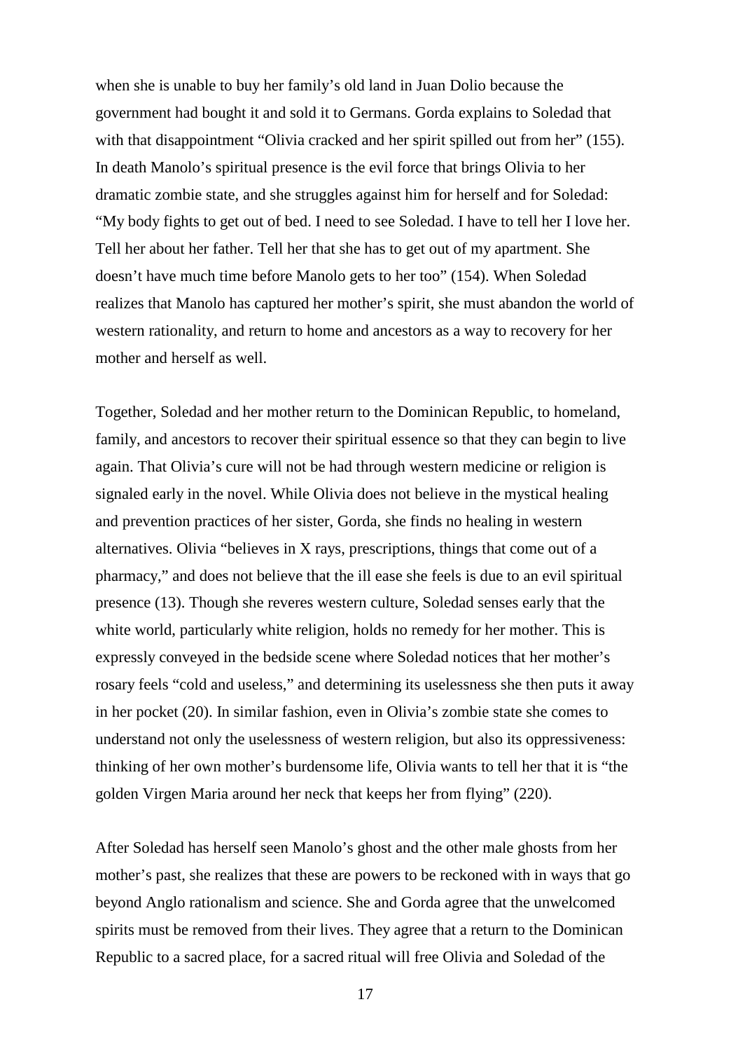when she is unable to buy her family's old land in Juan Dolio because the government had bought it and sold it to Germans. Gorda explains to Soledad that with that disappointment "Olivia cracked and her spirit spilled out from her" (155). In death Manolo's spiritual presence is the evil force that brings Olivia to her dramatic zombie state, and she struggles against him for herself and for Soledad: "My body fights to get out of bed. I need to see Soledad. I have to tell her I love her. Tell her about her father. Tell her that she has to get out of my apartment. She doesn't have much time before Manolo gets to her too" (154). When Soledad realizes that Manolo has captured her mother's spirit, she must abandon the world of western rationality, and return to home and ancestors as a way to recovery for her mother and herself as well.

Together, Soledad and her mother return to the Dominican Republic, to homeland, family, and ancestors to recover their spiritual essence so that they can begin to live again. That Olivia's cure will not be had through western medicine or religion is signaled early in the novel. While Olivia does not believe in the mystical healing and prevention practices of her sister, Gorda, she finds no healing in western alternatives. Olivia "believes in X rays, prescriptions, things that come out of a pharmacy," and does not believe that the ill ease she feels is due to an evil spiritual presence (13). Though she reveres western culture, Soledad senses early that the white world, particularly white religion, holds no remedy for her mother. This is expressly conveyed in the bedside scene where Soledad notices that her mother's rosary feels "cold and useless," and determining its uselessness she then puts it away in her pocket (20). In similar fashion, even in Olivia's zombie state she comes to understand not only the uselessness of western religion, but also its oppressiveness: thinking of her own mother's burdensome life, Olivia wants to tell her that it is "the golden Virgen Maria around her neck that keeps her from flying" (220).

After Soledad has herself seen Manolo's ghost and the other male ghosts from her mother's past, she realizes that these are powers to be reckoned with in ways that go beyond Anglo rationalism and science. She and Gorda agree that the unwelcomed spirits must be removed from their lives. They agree that a return to the Dominican Republic to a sacred place, for a sacred ritual will free Olivia and Soledad of the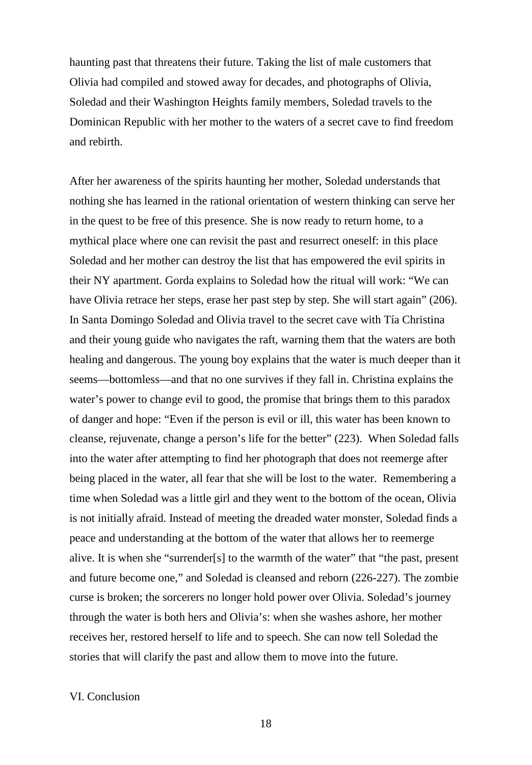haunting past that threatens their future. Taking the list of male customers that Olivia had compiled and stowed away for decades, and photographs of Olivia, Soledad and their Washington Heights family members, Soledad travels to the Dominican Republic with her mother to the waters of a secret cave to find freedom and rebirth.

After her awareness of the spirits haunting her mother, Soledad understands that nothing she has learned in the rational orientation of western thinking can serve her in the quest to be free of this presence. She is now ready to return home, to a mythical place where one can revisit the past and resurrect oneself: in this place Soledad and her mother can destroy the list that has empowered the evil spirits in their NY apartment. Gorda explains to Soledad how the ritual will work: "We can have Olivia retrace her steps, erase her past step by step. She will start again" (206). In Santa Domingo Soledad and Olivia travel to the secret cave with Tía Christina and their young guide who navigates the raft, warning them that the waters are both healing and dangerous. The young boy explains that the water is much deeper than it seems—bottomless—and that no one survives if they fall in. Christina explains the water's power to change evil to good, the promise that brings them to this paradox of danger and hope: "Even if the person is evil or ill, this water has been known to cleanse, rejuvenate, change a person's life for the better" (223). When Soledad falls into the water after attempting to find her photograph that does not reemerge after being placed in the water, all fear that she will be lost to the water. Remembering a time when Soledad was a little girl and they went to the bottom of the ocean, Olivia is not initially afraid. Instead of meeting the dreaded water monster, Soledad finds a peace and understanding at the bottom of the water that allows her to reemerge alive. It is when she "surrender[s] to the warmth of the water" that "the past, present and future become one," and Soledad is cleansed and reborn (226-227). The zombie curse is broken; the sorcerers no longer hold power over Olivia. Soledad's journey through the water is both hers and Olivia's: when she washes ashore, her mother receives her, restored herself to life and to speech. She can now tell Soledad the stories that will clarify the past and allow them to move into the future.

## VI. Conclusion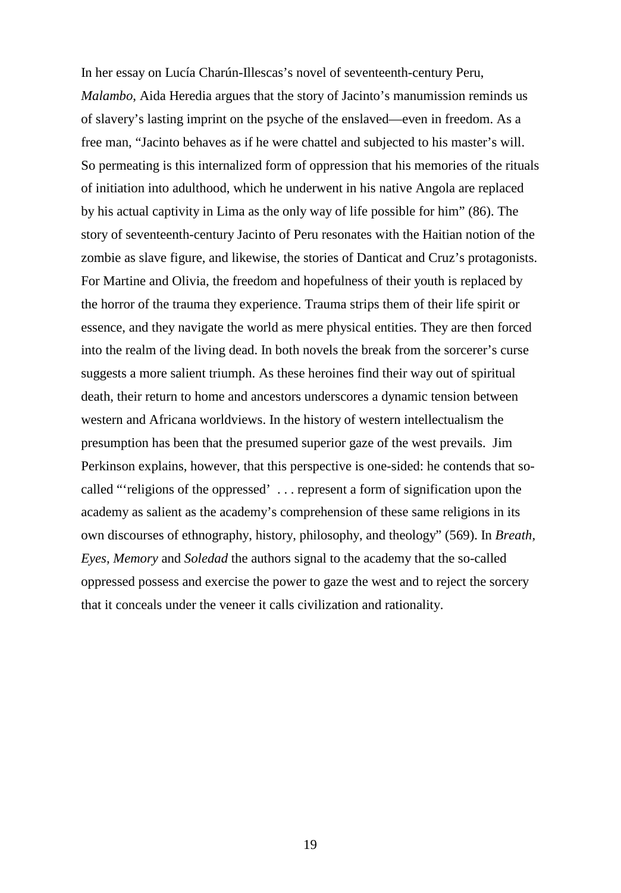In her essay on Lucía Charún-Illescas's novel of seventeenth-century Peru, *Malambo*, Aida Heredia argues that the story of Jacinto's manumission reminds us of slavery's lasting imprint on the psyche of the enslaved—even in freedom. As a free man, "Jacinto behaves as if he were chattel and subjected to his master's will. So permeating is this internalized form of oppression that his memories of the rituals of initiation into adulthood, which he underwent in his native Angola are replaced by his actual captivity in Lima as the only way of life possible for him" (86). The story of seventeenth-century Jacinto of Peru resonates with the Haitian notion of the zombie as slave figure, and likewise, the stories of Danticat and Cruz's protagonists. For Martine and Olivia, the freedom and hopefulness of their youth is replaced by the horror of the trauma they experience. Trauma strips them of their life spirit or essence, and they navigate the world as mere physical entities. They are then forced into the realm of the living dead. In both novels the break from the sorcerer's curse suggests a more salient triumph. As these heroines find their way out of spiritual death, their return to home and ancestors underscores a dynamic tension between western and Africana worldviews. In the history of western intellectualism the presumption has been that the presumed superior gaze of the west prevails. Jim Perkinson explains, however, that this perspective is one-sided: he contends that so-called "'religions of the oppressed' . . . represent a form of signification upon the academy as salient as the academy's comprehension of these same religions in its own discourses of ethnography, history, philosophy, and theology" (569). In *Breath, Eyes, Memory* and *Soledad* the authors signal to the academy that the so-called oppressed possess and exercise the power to gaze the west and to reject the sorcery that it conceals under the veneer it calls civilization and rationality.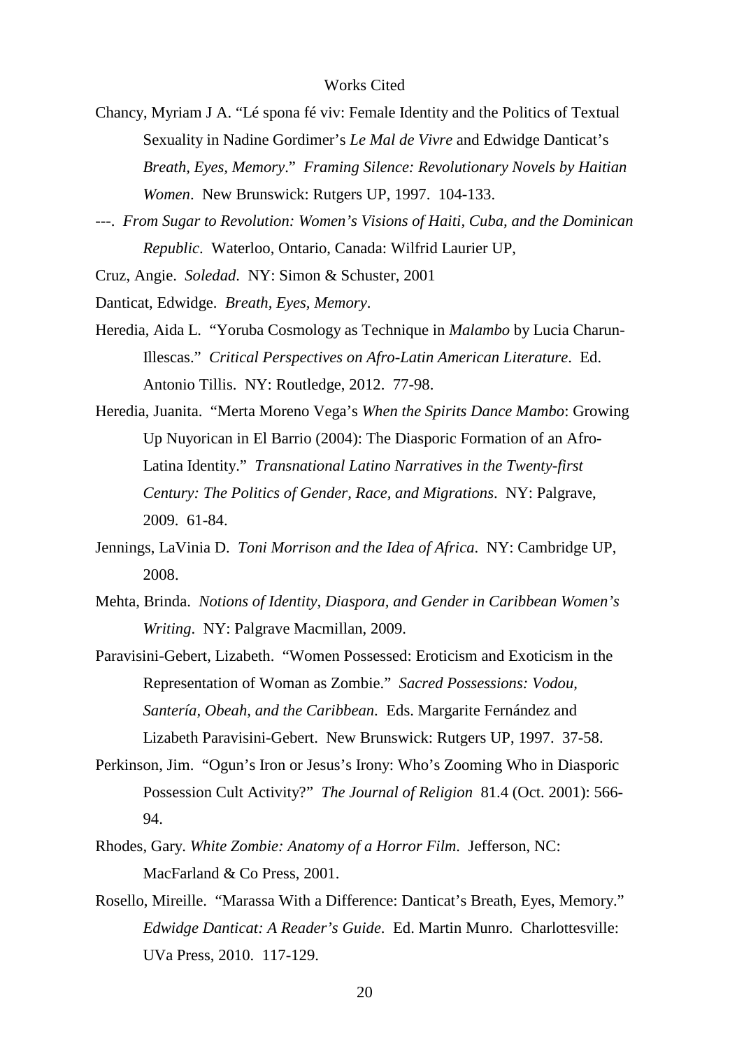# Works Cited

Chancy, Myriam J A. "Lé spona fé viv: Female Identity and the Politics of Textual Sexuality in Nadine Gordimer's *Le Mal de Vivre* and Edwidge Danticat's *Breath, Eyes, Memory*." *Framing Silence: Revolutionary Novels by Haitian Women*. New Brunswick: Rutgers UP, 1997. 104-133.

---. *From Sugar to Revolution: Women's Visions of Haiti, Cuba, and the Dominican Republic*. Waterloo, Ontario, Canada: Wilfrid Laurier UP,

Cruz, Angie. *Soledad*. NY: Simon & Schuster, 2001

Danticat, Edwidge. *Breath, Eyes, Memory*.

Heredia, Aida L. "Yoruba Cosmology as Technique in *Malambo* by Lucia Charun-Illescas." *Critical Perspectives on Afro-Latin American Literature*. Ed. Antonio Tillis. NY: Routledge, 2012. 77-98.

Heredia, Juanita. "Merta Moreno Vega's *When the Spirits Dance Mambo*: Growing Up Nuyorican in El Barrio (2004): The Diasporic Formation of an Afro-Latina Identity." *Transnational Latino Narratives in the Twenty-first Century: The Politics of Gender, Race, and Migrations*. NY: Palgrave, 2009. 61-84.

Jennings, LaVinia D. *Toni Morrison and the Idea of Africa*. NY: Cambridge UP, 2008.

Mehta, Brinda. *Notions of Identity, Diaspora, and Gender in Caribbean Women's Writing*. NY: Palgrave Macmillan, 2009.

Paravisini-Gebert, Lizabeth. "Women Possessed: Eroticism and Exoticism in the Representation of Woman as Zombie." *Sacred Possessions: Vodou, Santería, Obeah, and the Caribbean*. Eds. Margarite Fernández and Lizabeth Paravisini-Gebert. New Brunswick: Rutgers UP, 1997. 37-58.

Perkinson, Jim. "Ogun's Iron or Jesus's Irony: Who's Zooming Who in Diasporic Possession Cult Activity?" *The Journal of Religion* 81.4 (Oct. 2001): 566-94.

Rhodes, Gary. *White Zombie: Anatomy of a Horror Film*. Jefferson, NC: MacFarland & Co Press, 2001.

Rosello, Mireille. "Marassa With a Difference: Danticat's Breath, Eyes, Memory." *Edwidge Danticat: A Reader's Guide*. Ed. Martin Munro. Charlottesville: UVa Press, 2010. 117-129.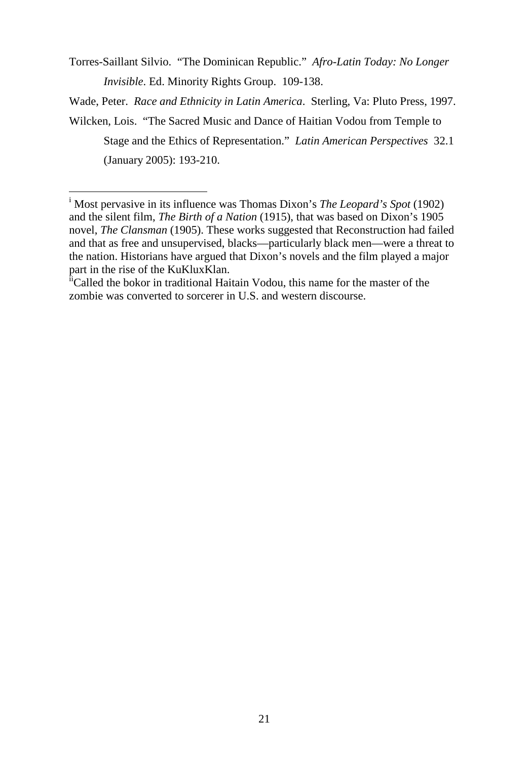Torres-Saillant Silvio. "The Dominican Republic." *Afro-Latin Today: No Longer Invisible*. Ed. Minority Rights Group. 109-138.

Wade, Peter. *Race and Ethnicity in Latin America*. Sterling, Va: Pluto Press, 1997.

Wilcken, Lois. "The Sacred Music and Dance of Haitian Vodou from Temple to Stage and the Ethics of Representation." *Latin American Perspectives* 32.1 (January 2005): 193-210.

---

[i] Most pervasive in its influence was Thomas Dixon's *The Leopard's Spot* (1902) and the silent film, *The Birth of a Nation* (1915), that was based on Dixon's 1905 novel, *The Clansman* (1905). These works suggested that Reconstruction had failed and that as free and unsupervised, blacks—particularly black men—were a threat to the nation. Historians have argued that Dixon's novels and the film played a major part in the rise of the KuKluxKlan.

[ii]Called the bokor in traditional Haitain Vodou, this name for the master of the zombie was converted to sorcerer in U.S. and western discourse.